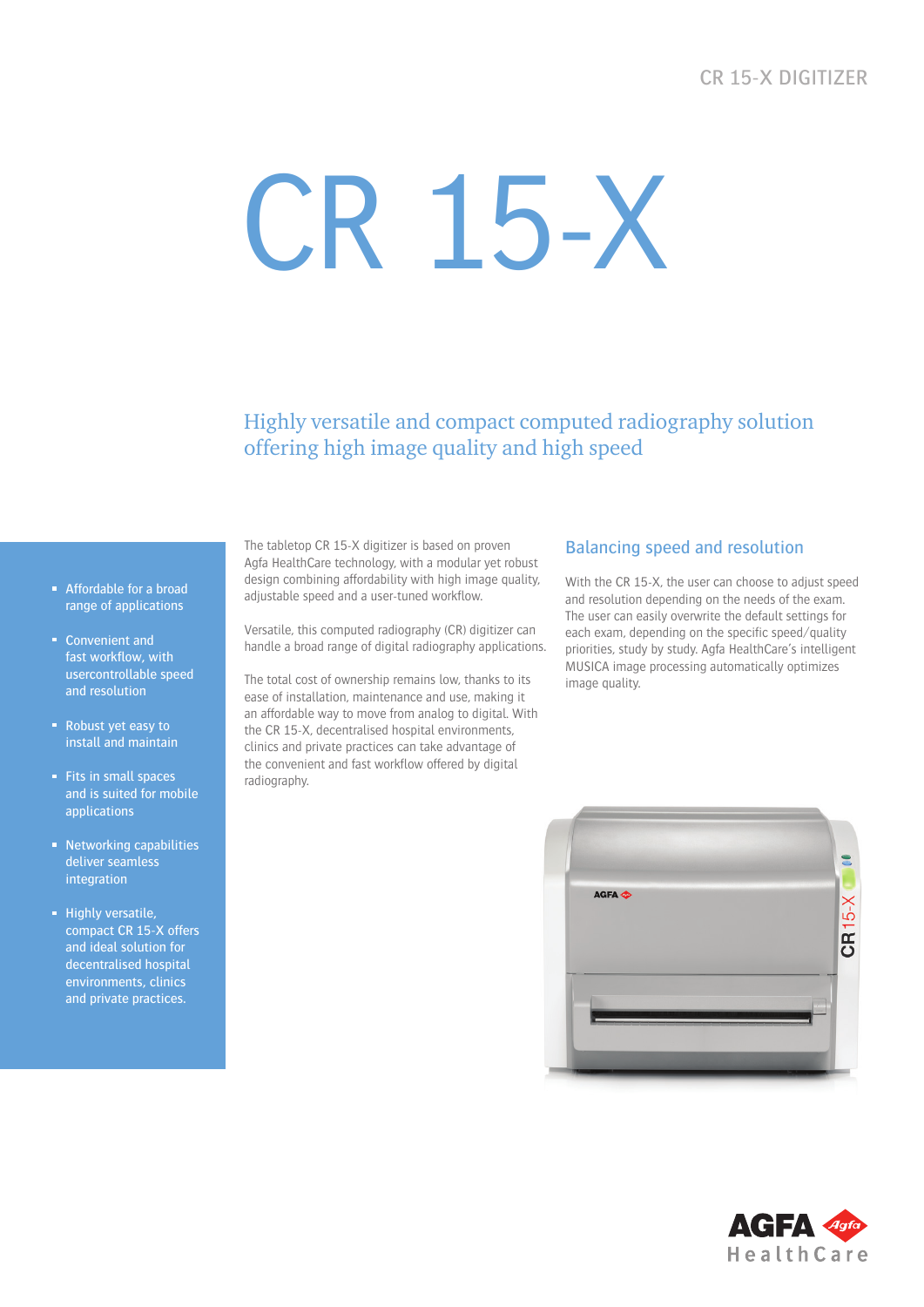CR 15-X DIGITIZER

# CR 15-X

## Highly versatile and compact computed radiography solution offering high image quality and high speed

- Affordable for a broad range of applications
- Convenient and fast workflow, with usercontrollable speed and resolution
- Robust yet easy to install and maintain
- Fits in small spaces and is suited for mobile applications
- Networking capabilities deliver seamless integration
- Highly versatile, compact CR 15-X offers and ideal solution for decentralised hospital environments, clinics and private practices.

The tabletop CR 15-X digitizer is based on proven Agfa HealthCare technology, with a modular yet robust design combining affordability with high image quality, adjustable speed and a user-tuned workflow.

Versatile, this computed radiography (CR) digitizer can handle a broad range of digital radiography applications.

The total cost of ownership remains low, thanks to its ease of installation, maintenance and use, making it an affordable way to move from analog to digital. With the CR 15-X, decentralised hospital environments, clinics and private practices can take advantage of the convenient and fast workflow offered by digital radiography.

### Balancing speed and resolution

With the CR 15-X, the user can choose to adjust speed and resolution depending on the needs of the exam. The user can easily overwrite the default settings for each exam, depending on the specific speed/quality priorities, study by study. Agfa HealthCare's intelligent MUSICA image processing automatically optimizes image quality.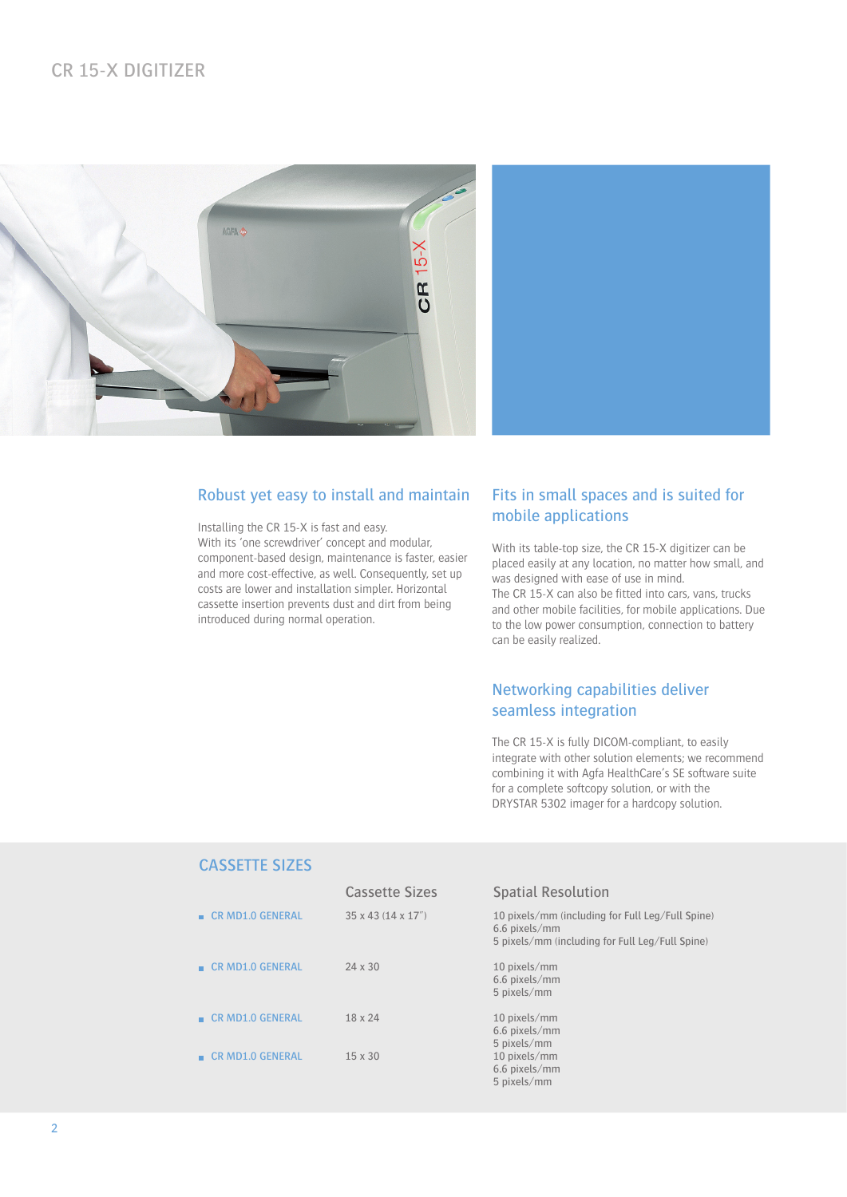# CR 15-X DIGITIZER

## Robust yet easy to install and maintain

Installing the CR 15-X is fast and easy.
With its 'one screwdriver' concept and modular, component-based design, maintenance is faster, easier and more cost-effective, as well. Consequently, set up costs are lower and installation simpler. Horizontal cassette insertion prevents dust and dirt from being introduced during normal operation.

## Fits in small spaces and is suited for mobile applications

With its table-top size, the CR 15-X digitizer can be placed easily at any location, no matter how small, and was designed with ease of use in mind.
The CR 15-X can also be fitted into cars, vans, trucks and other mobile facilities, for mobile applications. Due to the low power consumption, connection to battery can be easily realized.

## Networking capabilities deliver seamless integration

The CR 15-X is fully DICOM-compliant, to easily integrate with other solution elements; we recommend combining it with Agfa HealthCare's SE software suite for a complete softcopy solution, or with the DRYSTAR 5302 imager for a hardcopy solution.

## CASSETTE SIZES

| | Cassette Sizes | Spatial Resolution |
|---|---|---|
| CR MD1.0 GENERAL | 35 x 43 (14 x 17") | 10 pixels/mm (including for Full Leg/Full Spine)<br>6.6 pixels/mm<br>5 pixels/mm (including for Full Leg/Full Spine) |
| CR MD1.0 GENERAL | 24 x 30 | 10 pixels/mm<br>6.6 pixels/mm<br>5 pixels/mm |
| CR MD1.0 GENERAL | 18 x 24 | 10 pixels/mm<br>6.6 pixels/mm<br>5 pixels/mm |
| CR MD1.0 GENERAL | 15 x 30 | 10 pixels/mm<br>6.6 pixels/mm<br>5 pixels/mm |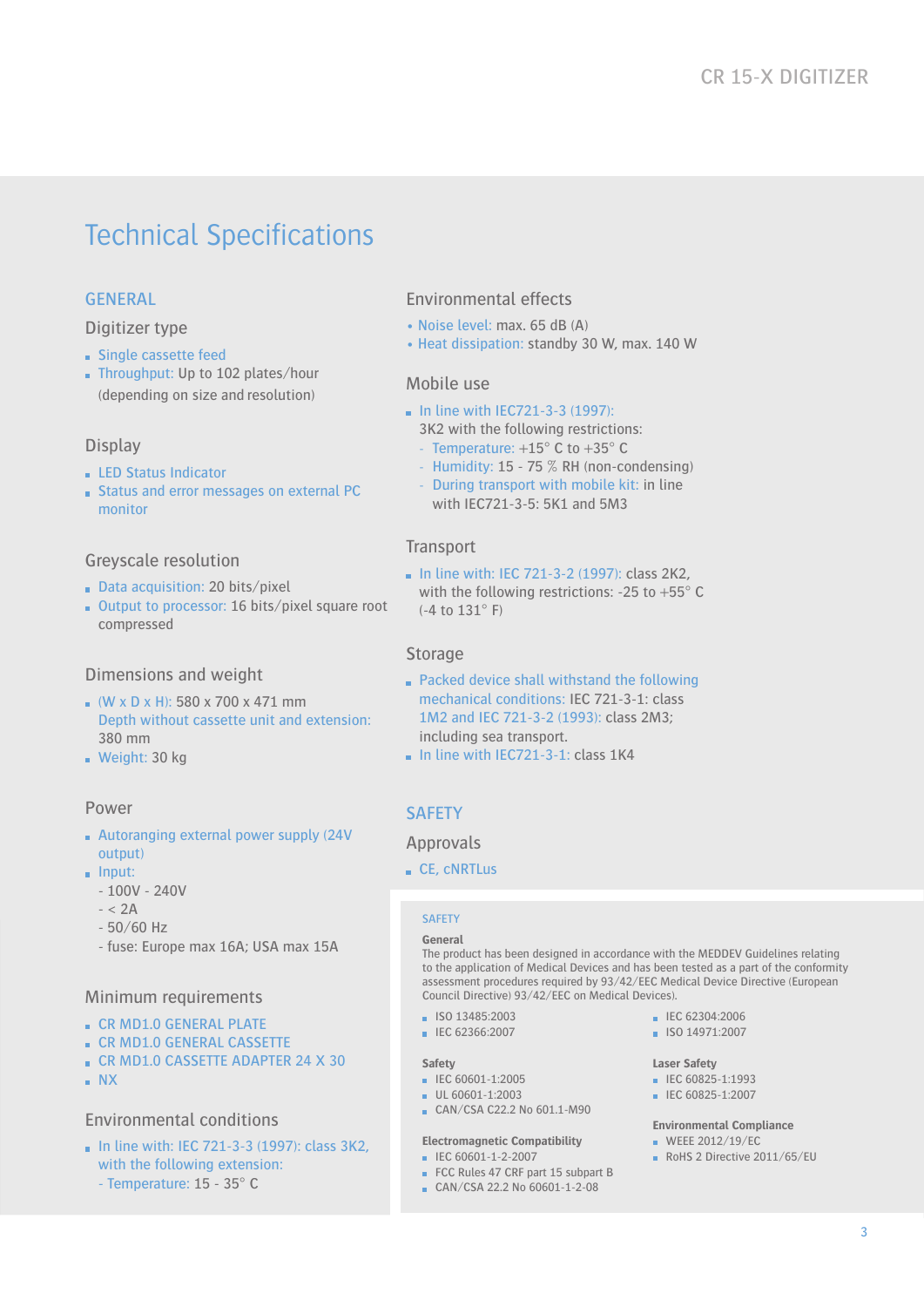# Technical Specifications

## GENERAL

### Digitizer type

- Single cassette feed
- Throughput: Up to 102 plates/hour (depending on size and resolution)

### Display

- LED Status Indicator
- Status and error messages on external PC monitor

### Greyscale resolution

- Data acquisition: 20 bits/pixel
- Output to processor: 16 bits/pixel square root compressed

### Dimensions and weight

- (W x D x H): 580 x 700 x 471 mm
  Depth without cassette unit and extension: 380 mm
- Weight: 30 kg

### Power

- Autoranging external power supply (24V output)
- Input:
  - 100V - 240V
  - < 2A
  - 50/60 Hz
  - fuse: Europe max 16A; USA max 15A

### Minimum requirements

- CR MD1.0 GENERAL PLATE
- CR MD1.0 GENERAL CASSETTE
- CR MD1.0 CASSETTE ADAPTER 24 X 30
- NX

### Environmental conditions

- In line with: IEC 721-3-3 (1997): class 3K2, with the following extension:
  - Temperature: 15 - 35° C

### Environmental effects

- Noise level: max. 65 dB (A)
- Heat dissipation: standby 30 W, max. 140 W

### Mobile use

- In line with IEC721-3-3 (1997):
  3K2 with the following restrictions:
  - Temperature: +15° C to +35° C
  - Humidity: 15 - 75 % RH (non-condensing)
  - During transport with mobile kit: in line with IEC721-3-5: 5K1 and 5M3

### Transport

- In line with: IEC 721-3-2 (1997): class 2K2, with the following restrictions: -25 to +55° C (-4 to 131° F)

### Storage

- Packed device shall withstand the following mechanical conditions: IEC 721-3-1: class 1M2 and IEC 721-3-2 (1993): class 2M3; including sea transport.
- In line with IEC721-3-1: class 1K4

## SAFETY

### Approvals

- CE, cNRTLus

#### SAFETY

**General**

The product has been designed in accordance with the MEDDEV Guidelines relating to the application of Medical Devices and has been tested as a part of the conformity assessment procedures required by 93/42/EEC Medical Device Directive (European Council Directive) 93/42/EEC on Medical Devices).

- ISO 13485:2003
- IEC 62366:2007
- IEC 62304:2006
- ISO 14971:2007

**Safety**

- IEC 60601-1:2005
- UL 60601-1:2003
- CAN/CSA C22.2 No 601.1-M90

**Electromagnetic Compatibility**

- IEC 60601-1-2-2007
- FCC Rules 47 CRF part 15 subpart B
- CAN/CSA 22.2 No 60601-1-2-08

**Laser Safety**

- IEC 60825-1:1993
- IEC 60825-1:2007

**Environmental Compliance**

- WEEE 2012/19/EC
- RoHS 2 Directive 2011/65/EU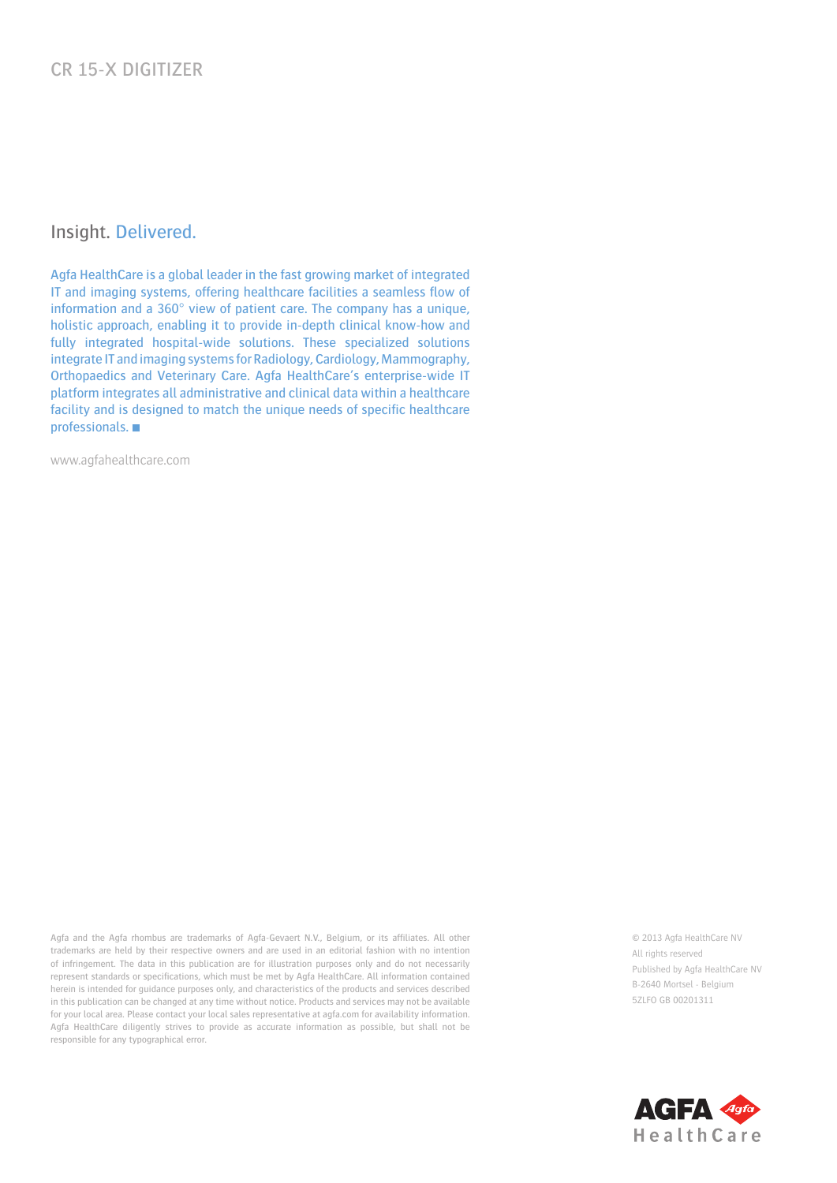CR 15-X DIGITIZER

## Insight. Delivered.

Agfa HealthCare is a global leader in the fast growing market of integrated IT and imaging systems, offering healthcare facilities a seamless flow of information and a 360° view of patient care. The company has a unique, holistic approach, enabling it to provide in-depth clinical know-how and fully integrated hospital-wide solutions. These specialized solutions integrate IT and imaging systems for Radiology, Cardiology, Mammography, Orthopaedics and Veterinary Care. Agfa HealthCare's enterprise-wide IT platform integrates all administrative and clinical data within a healthcare facility and is designed to match the unique needs of specific healthcare professionals. ■

www.agfahealthcare.com

Agfa and the Agfa rhombus are trademarks of Agfa-Gevaert N.V., Belgium, or its affiliates. All other trademarks are held by their respective owners and are used in an editorial fashion with no intention of infringement. The data in this publication are for illustration purposes only and do not necessarily represent standards or specifications, which must be met by Agfa HealthCare. All information contained herein is intended for guidance purposes only, and characteristics of the products and services described in this publication can be changed at any time without notice. Products and services may not be available for your local area. Please contact your local sales representative at agfa.com for availability information. Agfa HealthCare diligently strives to provide as accurate information as possible, but shall not be responsible for any typographical error.

© 2013 Agfa HealthCare NV
All rights reserved
Published by Agfa HealthCare NV
B-2640 Mortsel - Belgium
5ZLFO GB 00201311

AGFA HealthCare